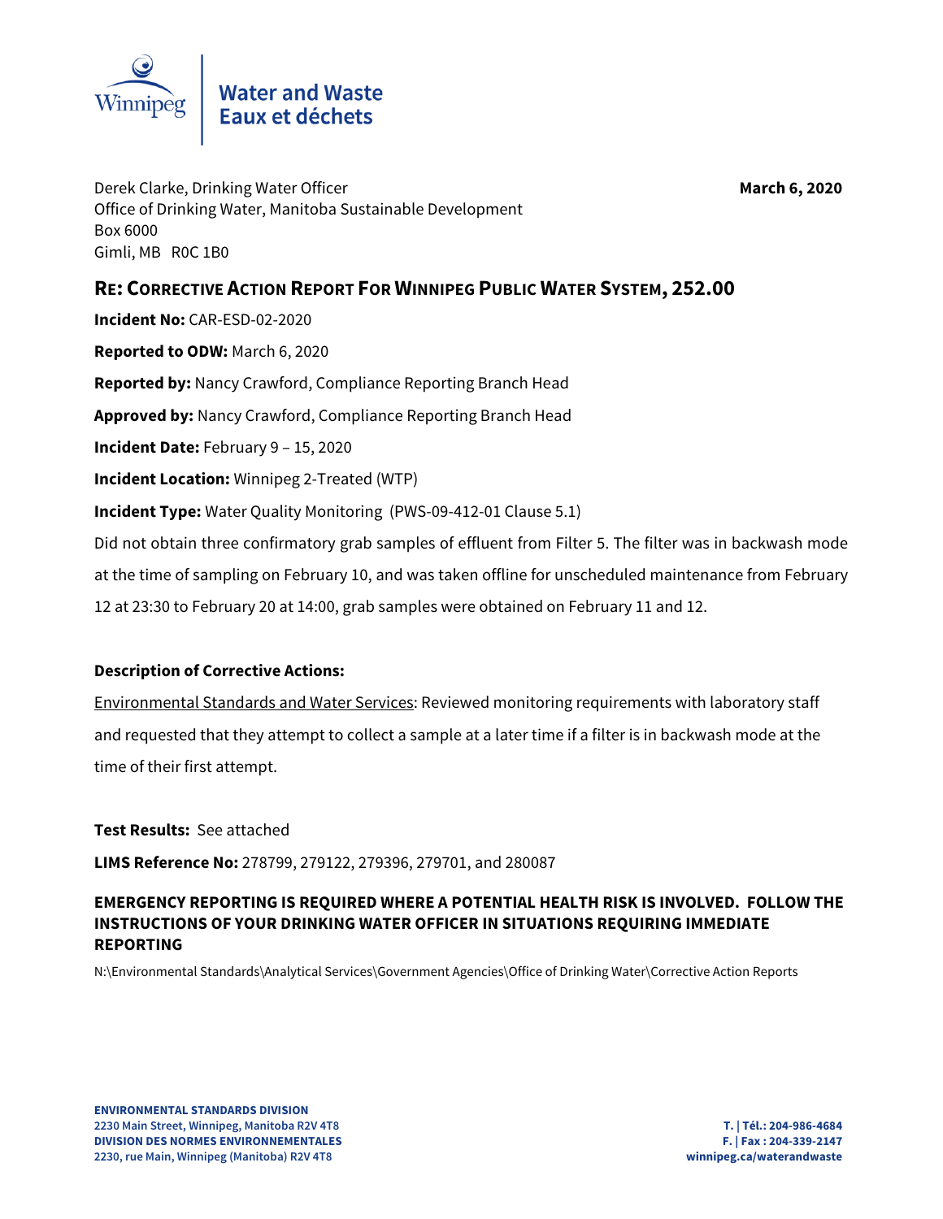Winnipeg | Water and Waste
Eaux et déchets

Derek Clarke, Drinking Water Officer
Office of Drinking Water, Manitoba Sustainable Development
Box 6000
Gimli, MB R0C 1B0

**March 6, 2020**

## RE: Corrective Action Report For Winnipeg Public Water System, 252.00

**Incident No:** CAR-ESD-02-2020

**Reported to ODW:** March 6, 2020

**Reported by:** Nancy Crawford, Compliance Reporting Branch Head

**Approved by:** Nancy Crawford, Compliance Reporting Branch Head

**Incident Date:** February 9 – 15, 2020

**Incident Location:** Winnipeg 2-Treated (WTP)

**Incident Type:** Water Quality Monitoring (PWS-09-412-01 Clause 5.1)

Did not obtain three confirmatory grab samples of effluent from Filter 5. The filter was in backwash mode at the time of sampling on February 10, and was taken offline for unscheduled maintenance from February 12 at 23:30 to February 20 at 14:00, grab samples were obtained on February 11 and 12.

**Description of Corrective Actions:**

Environmental Standards and Water Services: Reviewed monitoring requirements with laboratory staff and requested that they attempt to collect a sample at a later time if a filter is in backwash mode at the time of their first attempt.

**Test Results:** See attached

**LIMS Reference No:** 278799, 279122, 279396, 279701, and 280087

**EMERGENCY REPORTING IS REQUIRED WHERE A POTENTIAL HEALTH RISK IS INVOLVED. FOLLOW THE INSTRUCTIONS OF YOUR DRINKING WATER OFFICER IN SITUATIONS REQUIRING IMMEDIATE REPORTING**

N:\Environmental Standards\Analytical Services\Government Agencies\Office of Drinking Water\Corrective Action Reports

**ENVIRONMENTAL STANDARDS DIVISION**
**2230 Main Street, Winnipeg, Manitoba R2V 4T8**
**DIVISION DES NORMES ENVIRONNEMENTALES**
**2230, rue Main, Winnipeg (Manitoba) R2V 4T8**

**T. | Tél.: 204-986-4684**
**F. | Fax : 204-339-2147**
**winnipeg.ca/waterandwaste**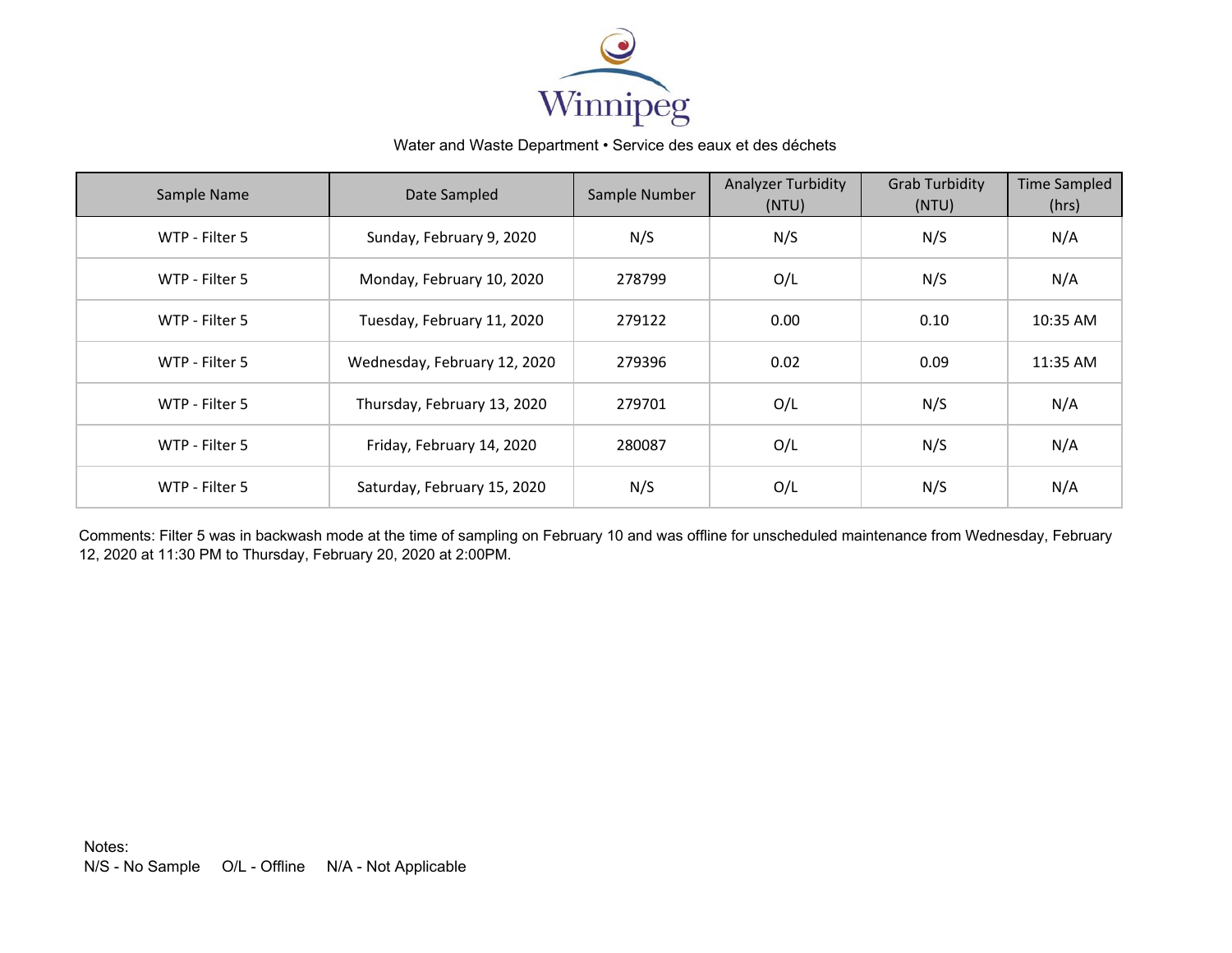Winnipeg

Water and Waste Department • Service des eaux et des déchets

| Sample Name | Date Sampled | Sample Number | Analyzer Turbidity (NTU) | Grab Turbidity (NTU) | Time Sampled (hrs) |
|---|---|---|---|---|---|
| WTP - Filter 5 | Sunday, February 9, 2020 | N/S | N/S | N/S | N/A |
| WTP - Filter 5 | Monday, February 10, 2020 | 278799 | O/L | N/S | N/A |
| WTP - Filter 5 | Tuesday, February 11, 2020 | 279122 | 0.00 | 0.10 | 10:35 AM |
| WTP - Filter 5 | Wednesday, February 12, 2020 | 279396 | 0.02 | 0.09 | 11:35 AM |
| WTP - Filter 5 | Thursday, February 13, 2020 | 279701 | O/L | N/S | N/A |
| WTP - Filter 5 | Friday, February 14, 2020 | 280087 | O/L | N/S | N/A |
| WTP - Filter 5 | Saturday, February 15, 2020 | N/S | O/L | N/S | N/A |

Comments: Filter 5 was in backwash mode at the time of sampling on February 10 and was offline for unscheduled maintenance from Wednesday, February 12, 2020 at 11:30 PM to Thursday, February 20, 2020 at 2:00PM.

Notes:
N/S - No Sample    O/L - Offline    N/A - Not Applicable